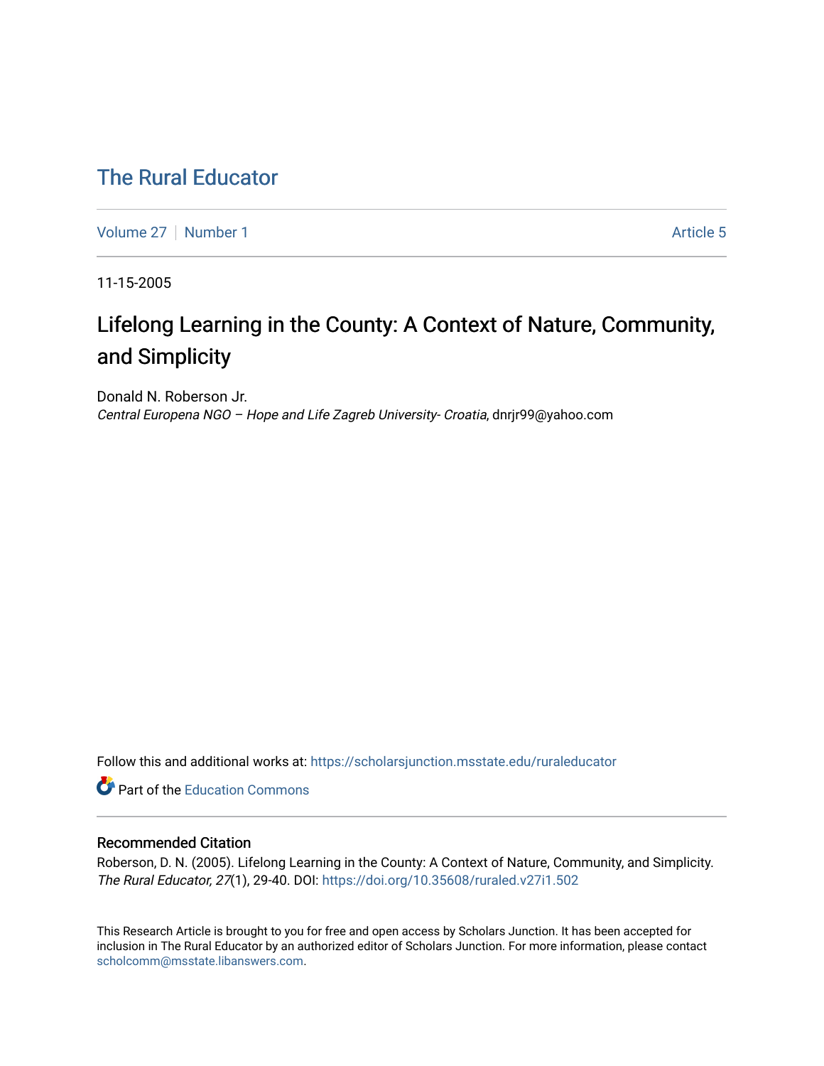# The Rural Educator

Volume 27 | Number 1 Article 5

11-15-2005

## Lifelong Learning in the County: A Context of Nature, Community, and Simplicity

Donald N. Roberson Jr.
*Central Europena NGO – Hope and Life Zagreb University- Croatia*, dnrjr99@yahoo.com

Follow this and additional works at: https://scholarsjunction.msstate.edu/ruraleducator

Part of the Education Commons

### Recommended Citation

Roberson, D. N. (2005). Lifelong Learning in the County: A Context of Nature, Community, and Simplicity. *The Rural Educator, 27*(1), 29-40. DOI: https://doi.org/10.35608/ruraled.v27i1.502

This Research Article is brought to you for free and open access by Scholars Junction. It has been accepted for inclusion in The Rural Educator by an authorized editor of Scholars Junction. For more information, please contact scholcomm@msstate.libanswers.com.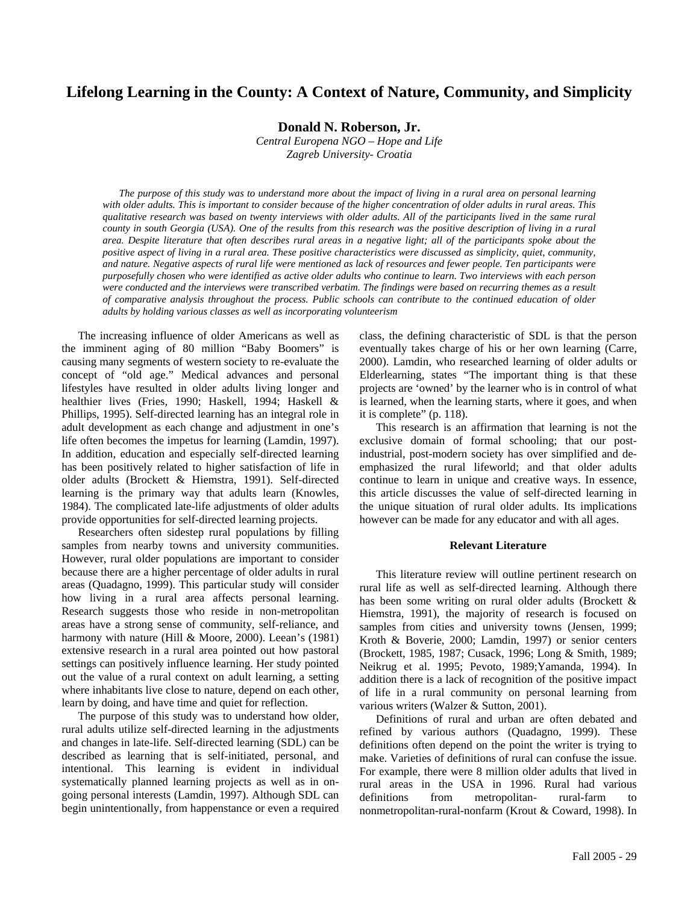# Lifelong Learning in the County: A Context of Nature, Community, and Simplicity

**Donald N. Roberson, Jr.**

*Central Europena NGO – Hope and Life*
*Zagreb University- Croatia*

*The purpose of this study was to understand more about the impact of living in a rural area on personal learning with older adults. This is important to consider because of the higher concentration of older adults in rural areas. This qualitative research was based on twenty interviews with older adults. All of the participants lived in the same rural county in south Georgia (USA). One of the results from this research was the positive description of living in a rural area. Despite literature that often describes rural areas in a negative light; all of the participants spoke about the positive aspect of living in a rural area. These positive characteristics were discussed as simplicity, quiet, community, and nature. Negative aspects of rural life were mentioned as lack of resources and fewer people. Ten participants were purposefully chosen who were identified as active older adults who continue to learn. Two interviews with each person were conducted and the interviews were transcribed verbatim. The findings were based on recurring themes as a result of comparative analysis throughout the process. Public schools can contribute to the continued education of older adults by holding various classes as well as incorporating volunteerism*

The increasing influence of older Americans as well as the imminent aging of 80 million "Baby Boomers" is causing many segments of western society to re-evaluate the concept of "old age." Medical advances and personal lifestyles have resulted in older adults living longer and healthier lives (Fries, 1990; Haskell, 1994; Haskell & Phillips, 1995). Self-directed learning has an integral role in adult development as each change and adjustment in one's life often becomes the impetus for learning (Lamdin, 1997). In addition, education and especially self-directed learning has been positively related to higher satisfaction of life in older adults (Brockett & Hiemstra, 1991). Self-directed learning is the primary way that adults learn (Knowles, 1984). The complicated late-life adjustments of older adults provide opportunities for self-directed learning projects.

Researchers often sidestep rural populations by filling samples from nearby towns and university communities. However, rural older populations are important to consider because there are a higher percentage of older adults in rural areas (Quadagno, 1999). This particular study will consider how living in a rural area affects personal learning. Research suggests those who reside in non-metropolitan areas have a strong sense of community, self-reliance, and harmony with nature (Hill & Moore, 2000). Leean's (1981) extensive research in a rural area pointed out how pastoral settings can positively influence learning. Her study pointed out the value of a rural context on adult learning, a setting where inhabitants live close to nature, depend on each other, learn by doing, and have time and quiet for reflection.

The purpose of this study was to understand how older, rural adults utilize self-directed learning in the adjustments and changes in late-life. Self-directed learning (SDL) can be described as learning that is self-initiated, personal, and intentional. This learning is evident in individual systematically planned learning projects as well as in on-going personal interests (Lamdin, 1997). Although SDL can begin unintentionally, from happenstance or even a required class, the defining characteristic of SDL is that the person eventually takes charge of his or her own learning (Carre, 2000). Lamdin, who researched learning of older adults or Elderlearning, states "The important thing is that these projects are 'owned' by the learner who is in control of what is learned, when the learning starts, where it goes, and when it is complete" (p. 118).

This research is an affirmation that learning is not the exclusive domain of formal schooling; that our post-industrial, post-modern society has over simplified and de-emphasized the rural lifeworld; and that older adults continue to learn in unique and creative ways. In essence, this article discusses the value of self-directed learning in the unique situation of rural older adults. Its implications however can be made for any educator and with all ages.

## Relevant Literature

This literature review will outline pertinent research on rural life as well as self-directed learning. Although there has been some writing on rural older adults (Brockett & Hiemstra, 1991), the majority of research is focused on samples from cities and university towns (Jensen, 1999; Kroth & Boverie, 2000; Lamdin, 1997) or senior centers (Brockett, 1985, 1987; Cusack, 1996; Long & Smith, 1989; Neikrug et al. 1995; Pevoto, 1989;Yamanda, 1994). In addition there is a lack of recognition of the positive impact of life in a rural community on personal learning from various writers (Walzer & Sutton, 2001).

Definitions of rural and urban are often debated and refined by various authors (Quadagno, 1999). These definitions often depend on the point the writer is trying to make. Varieties of definitions of rural can confuse the issue. For example, there were 8 million older adults that lived in rural areas in the USA in 1996. Rural had various definitions from metropolitan- rural-farm to nonmetropolitan-rural-nonfarm (Krout & Coward, 1998). In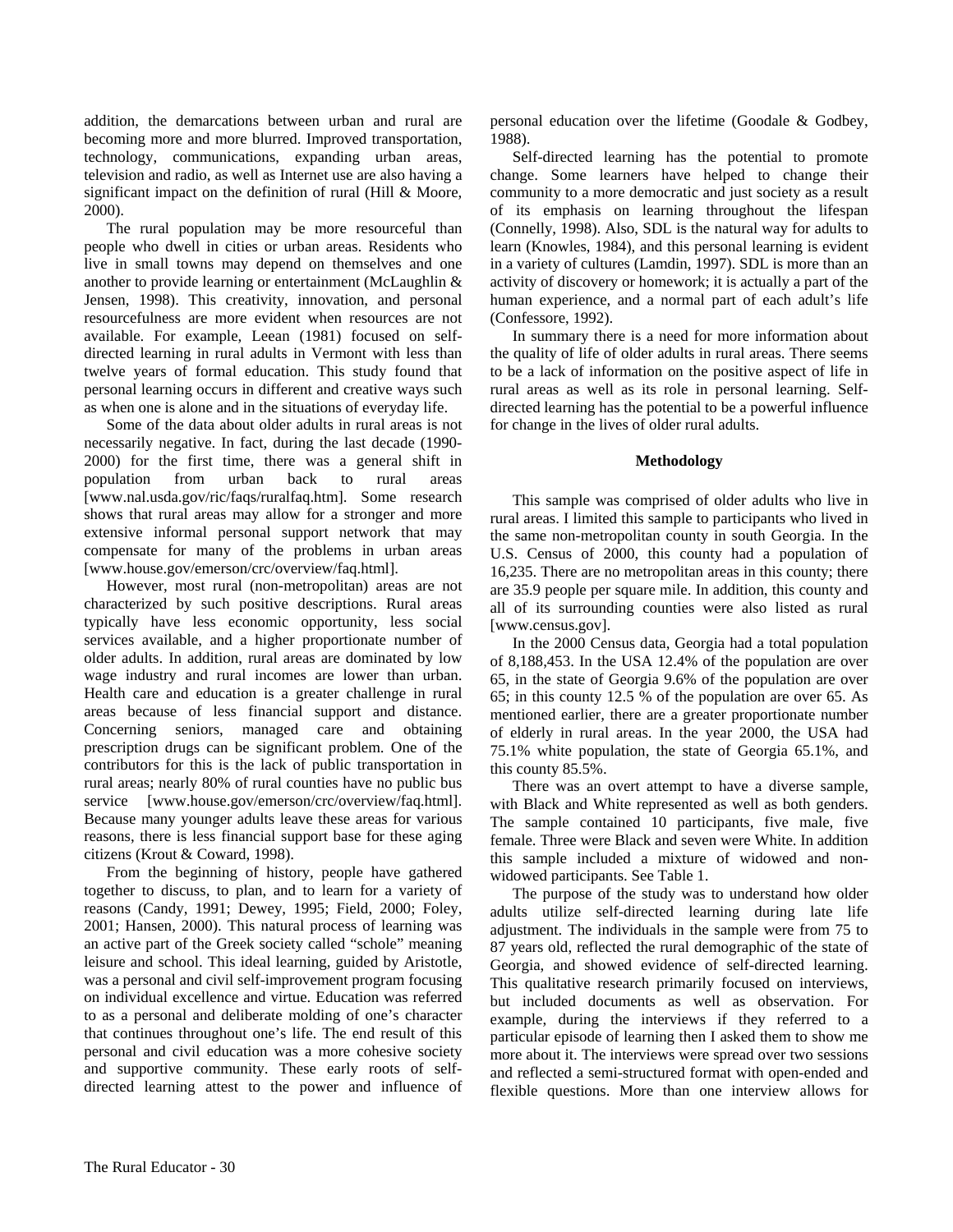addition, the demarcations between urban and rural are becoming more and more blurred. Improved transportation, technology, communications, expanding urban areas, television and radio, as well as Internet use are also having a significant impact on the definition of rural (Hill & Moore, 2000).

The rural population may be more resourceful than people who dwell in cities or urban areas. Residents who live in small towns may depend on themselves and one another to provide learning or entertainment (McLaughlin & Jensen, 1998). This creativity, innovation, and personal resourcefulness are more evident when resources are not available. For example, Leean (1981) focused on self-directed learning in rural adults in Vermont with less than twelve years of formal education. This study found that personal learning occurs in different and creative ways such as when one is alone and in the situations of everyday life.

Some of the data about older adults in rural areas is not necessarily negative. In fact, during the last decade (1990-2000) for the first time, there was a general shift in population from urban back to rural areas [www.nal.usda.gov/ric/faqs/ruralfaq.htm]. Some research shows that rural areas may allow for a stronger and more extensive informal personal support network that may compensate for many of the problems in urban areas [www.house.gov/emerson/crc/overview/faq.html].

However, most rural (non-metropolitan) areas are not characterized by such positive descriptions. Rural areas typically have less economic opportunity, less social services available, and a higher proportionate number of older adults. In addition, rural areas are dominated by low wage industry and rural incomes are lower than urban. Health care and education is a greater challenge in rural areas because of less financial support and distance. Concerning seniors, managed care and obtaining prescription drugs can be significant problem. One of the contributors for this is the lack of public transportation in rural areas; nearly 80% of rural counties have no public bus service [www.house.gov/emerson/crc/overview/faq.html]. Because many younger adults leave these areas for various reasons, there is less financial support base for these aging citizens (Krout & Coward, 1998).

From the beginning of history, people have gathered together to discuss, to plan, and to learn for a variety of reasons (Candy, 1991; Dewey, 1995; Field, 2000; Foley, 2001; Hansen, 2000). This natural process of learning was an active part of the Greek society called "schole" meaning leisure and school. This ideal learning, guided by Aristotle, was a personal and civil self-improvement program focusing on individual excellence and virtue. Education was referred to as a personal and deliberate molding of one's character that continues throughout one's life. The end result of this personal and civil education was a more cohesive society and supportive community. These early roots of self-directed learning attest to the power and influence of personal education over the lifetime (Goodale & Godbey, 1988).

Self-directed learning has the potential to promote change. Some learners have helped to change their community to a more democratic and just society as a result of its emphasis on learning throughout the lifespan (Connelly, 1998). Also, SDL is the natural way for adults to learn (Knowles, 1984), and this personal learning is evident in a variety of cultures (Lamdin, 1997). SDL is more than an activity of discovery or homework; it is actually a part of the human experience, and a normal part of each adult's life (Confessore, 1992).

In summary there is a need for more information about the quality of life of older adults in rural areas. There seems to be a lack of information on the positive aspect of life in rural areas as well as its role in personal learning. Self-directed learning has the potential to be a powerful influence for change in the lives of older rural adults.

## Methodology

This sample was comprised of older adults who live in rural areas. I limited this sample to participants who lived in the same non-metropolitan county in south Georgia. In the U.S. Census of 2000, this county had a population of 16,235. There are no metropolitan areas in this county; there are 35.9 people per square mile. In addition, this county and all of its surrounding counties were also listed as rural [www.census.gov].

In the 2000 Census data, Georgia had a total population of 8,188,453. In the USA 12.4% of the population are over 65, in the state of Georgia 9.6% of the population are over 65; in this county 12.5 % of the population are over 65. As mentioned earlier, there are a greater proportionate number of elderly in rural areas. In the year 2000, the USA had 75.1% white population, the state of Georgia 65.1%, and this county 85.5%.

There was an overt attempt to have a diverse sample, with Black and White represented as well as both genders. The sample contained 10 participants, five male, five female. Three were Black and seven were White. In addition this sample included a mixture of widowed and non-widowed participants. See Table 1.

The purpose of the study was to understand how older adults utilize self-directed learning during late life adjustment. The individuals in the sample were from 75 to 87 years old, reflected the rural demographic of the state of Georgia, and showed evidence of self-directed learning. This qualitative research primarily focused on interviews, but included documents as well as observation. For example, during the interviews if they referred to a particular episode of learning then I asked them to show me more about it. The interviews were spread over two sessions and reflected a semi-structured format with open-ended and flexible questions. More than one interview allows for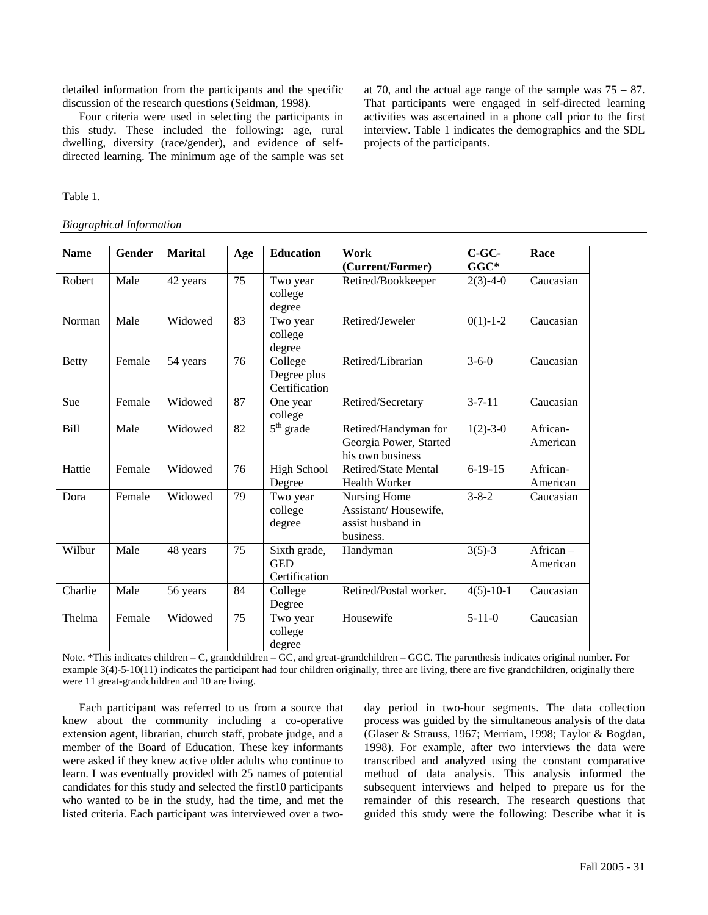detailed information from the participants and the specific discussion of the research questions (Seidman, 1998).

Four criteria were used in selecting the participants in this study. These included the following: age, rural dwelling, diversity (race/gender), and evidence of self-directed learning. The minimum age of the sample was set at 70, and the actual age range of the sample was 75 – 87. That participants were engaged in self-directed learning activities was ascertained in a phone call prior to the first interview. Table 1 indicates the demographics and the SDL projects of the participants.

Table 1.

*Biographical Information*

| Name | Gender | Marital | Age | Education | Work (Current/Former) | C-GC-GGC* | Race |
|---|---|---|---|---|---|---|---|
| Robert | Male | 42 years | 75 | Two year college degree | Retired/Bookkeeper | 2(3)-4-0 | Caucasian |
| Norman | Male | Widowed | 83 | Two year college degree | Retired/Jeweler | 0(1)-1-2 | Caucasian |
| Betty | Female | 54 years | 76 | College Degree plus Certification | Retired/Librarian | 3-6-0 | Caucasian |
| Sue | Female | Widowed | 87 | One year college | Retired/Secretary | 3-7-11 | Caucasian |
| Bill | Male | Widowed | 82 | 5th grade | Retired/Handyman for Georgia Power, Started his own business | 1(2)-3-0 | African-American |
| Hattie | Female | Widowed | 76 | High School Degree | Retired/State Mental Health Worker | 6-19-15 | African-American |
| Dora | Female | Widowed | 79 | Two year college degree | Nursing Home Assistant/ Housewife, assist husband in business. | 3-8-2 | Caucasian |
| Wilbur | Male | 48 years | 75 | Sixth grade, GED Certification | Handyman | 3(5)-3 | African – American |
| Charlie | Male | 56 years | 84 | College Degree | Retired/Postal worker. | 4(5)-10-1 | Caucasian |
| Thelma | Female | Widowed | 75 | Two year college degree | Housewife | 5-11-0 | Caucasian |

Note. *This indicates children – C, grandchildren – GC, and great-grandchildren – GGC. The parenthesis indicates original number. For example 3(4)-5-10(11) indicates the participant had four children originally, three are living, there are five grandchildren, originally there were 11 great-grandchildren and 10 are living.

Each participant was referred to us from a source that knew about the community including a co-operative extension agent, librarian, church staff, probate judge, and a member of the Board of Education. These key informants were asked if they knew active older adults who continue to learn. I was eventually provided with 25 names of potential candidates for this study and selected the first10 participants who wanted to be in the study, had the time, and met the listed criteria. Each participant was interviewed over a two-day period in two-hour segments. The data collection process was guided by the simultaneous analysis of the data (Glaser & Strauss, 1967; Merriam, 1998; Taylor & Bogdan, 1998). For example, after two interviews the data were transcribed and analyzed using the constant comparative method of data analysis. This analysis informed the subsequent interviews and helped to prepare us for the remainder of this research. The research questions that guided this study were the following: Describe what it is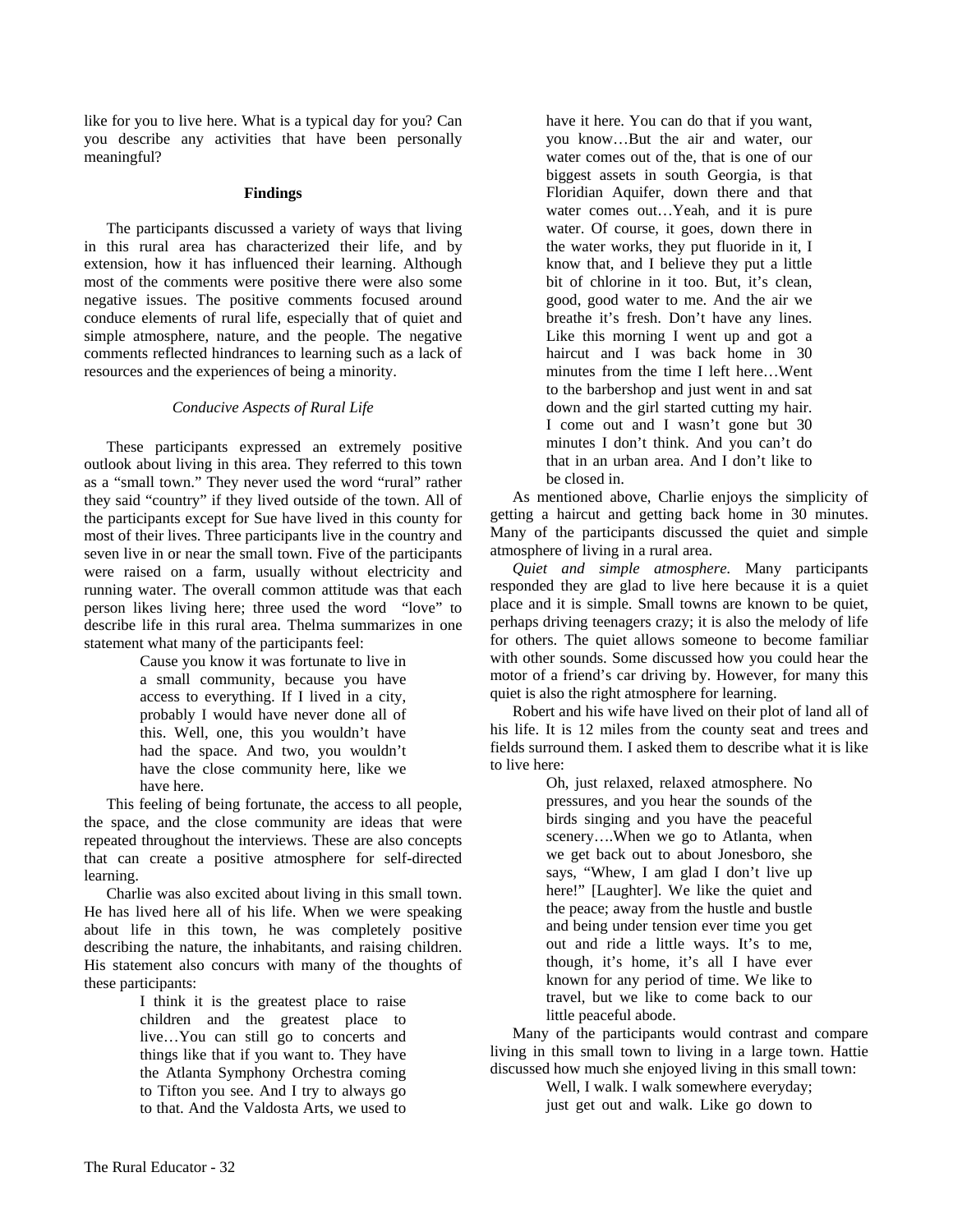like for you to live here. What is a typical day for you? Can you describe any activities that have been personally meaningful?

### Findings

The participants discussed a variety of ways that living in this rural area has characterized their life, and by extension, how it has influenced their learning. Although most of the comments were positive there were also some negative issues. The positive comments focused around conduce elements of rural life, especially that of quiet and simple atmosphere, nature, and the people. The negative comments reflected hindrances to learning such as a lack of resources and the experiences of being a minority.

#### *Conducive Aspects of Rural Life*

These participants expressed an extremely positive outlook about living in this area. They referred to this town as a "small town." They never used the word "rural" rather they said "country" if they lived outside of the town. All of the participants except for Sue have lived in this county for most of their lives. Three participants live in the country and seven live in or near the small town. Five of the participants were raised on a farm, usually without electricity and running water. The overall common attitude was that each person likes living here; three used the word "love" to describe life in this rural area. Thelma summarizes in one statement what many of the participants feel:

> Cause you know it was fortunate to live in a small community, because you have access to everything. If I lived in a city, probably I would have never done all of this. Well, one, this you wouldn't have had the space. And two, you wouldn't have the close community here, like we have here.

This feeling of being fortunate, the access to all people, the space, and the close community are ideas that were repeated throughout the interviews. These are also concepts that can create a positive atmosphere for self-directed learning.

Charlie was also excited about living in this small town. He has lived here all of his life. When we were speaking about life in this town, he was completely positive describing the nature, the inhabitants, and raising children. His statement also concurs with many of the thoughts of these participants:

> I think it is the greatest place to raise children and the greatest place to live…You can still go to concerts and things like that if you want to. They have the Atlanta Symphony Orchestra coming to Tifton you see. And I try to always go to that. And the Valdosta Arts, we used to have it here. You can do that if you want, you know…But the air and water, our water comes out of the, that is one of our biggest assets in south Georgia, is that Floridian Aquifer, down there and that water comes out…Yeah, and it is pure water. Of course, it goes, down there in the water works, they put fluoride in it, I know that, and I believe they put a little bit of chlorine in it too. But, it's clean, good, good water to me. And the air we breathe it's fresh. Don't have any lines. Like this morning I went up and got a haircut and I was back home in 30 minutes from the time I left here…Went to the barbershop and just went in and sat down and the girl started cutting my hair. I come out and I wasn't gone but 30 minutes I don't think. And you can't do that in an urban area. And I don't like to be closed in.

As mentioned above, Charlie enjoys the simplicity of getting a haircut and getting back home in 30 minutes. Many of the participants discussed the quiet and simple atmosphere of living in a rural area.

*Quiet and simple atmosphere.* Many participants responded they are glad to live here because it is a quiet place and it is simple. Small towns are known to be quiet, perhaps driving teenagers crazy; it is also the melody of life for others. The quiet allows someone to become familiar with other sounds. Some discussed how you could hear the motor of a friend's car driving by. However, for many this quiet is also the right atmosphere for learning.

Robert and his wife have lived on their plot of land all of his life. It is 12 miles from the county seat and trees and fields surround them. I asked them to describe what it is like to live here:

> Oh, just relaxed, relaxed atmosphere. No pressures, and you hear the sounds of the birds singing and you have the peaceful scenery….When we go to Atlanta, when we get back out to about Jonesboro, she says, "Whew, I am glad I don't live up here!" [Laughter]. We like the quiet and the peace; away from the hustle and bustle and being under tension ever time you get out and ride a little ways. It's to me, though, it's home, it's all I have ever known for any period of time. We like to travel, but we like to come back to our little peaceful abode.

Many of the participants would contrast and compare living in this small town to living in a large town. Hattie discussed how much she enjoyed living in this small town:

> Well, I walk. I walk somewhere everyday; just get out and walk. Like go down to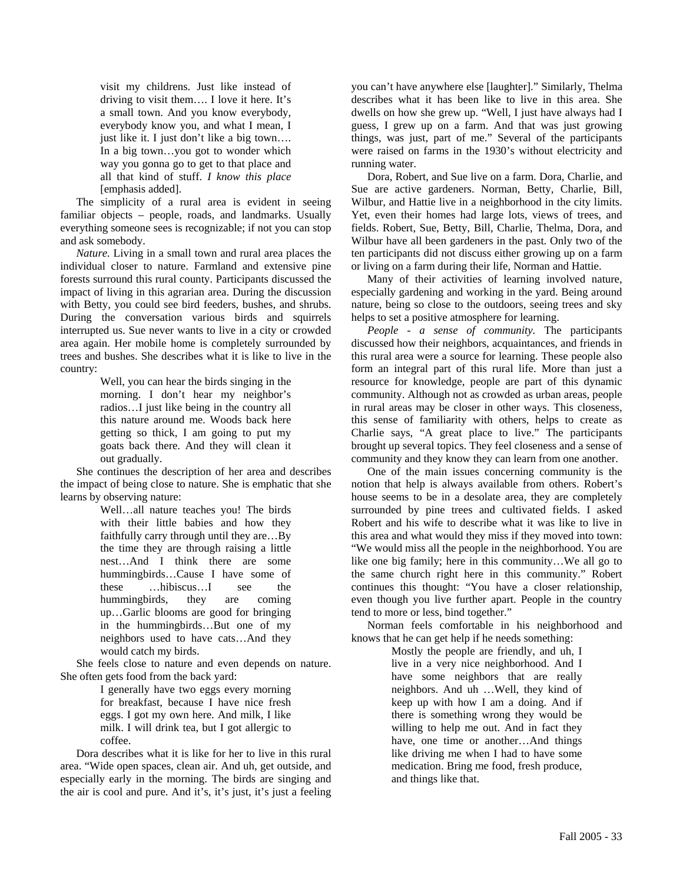> visit my childrens. Just like instead of driving to visit them…. I love it here. It's a small town. And you know everybody, everybody know you, and what I mean, I just like it. I just don't like a big town…. In a big town…you got to wonder which way you gonna go to get to that place and all that kind of stuff. *I know this place* [emphasis added].

The simplicity of a rural area is evident in seeing familiar objects – people, roads, and landmarks. Usually everything someone sees is recognizable; if not you can stop and ask somebody.

*Nature.* Living in a small town and rural area places the individual closer to nature. Farmland and extensive pine forests surround this rural county. Participants discussed the impact of living in this agrarian area. During the discussion with Betty, you could see bird feeders, bushes, and shrubs. During the conversation various birds and squirrels interrupted us. Sue never wants to live in a city or crowded area again. Her mobile home is completely surrounded by trees and bushes. She describes what it is like to live in the country:

> Well, you can hear the birds singing in the morning. I don't hear my neighbor's radios…I just like being in the country all this nature around me. Woods back here getting so thick, I am going to put my goats back there. And they will clean it out gradually.

She continues the description of her area and describes the impact of being close to nature. She is emphatic that she learns by observing nature:

> Well…all nature teaches you! The birds with their little babies and how they faithfully carry through until they are…By the time they are through raising a little nest…And I think there are some hummingbirds…Cause I have some of these …hibiscus…I see the hummingbirds, they are coming up…Garlic blooms are good for bringing in the hummingbirds…But one of my neighbors used to have cats…And they would catch my birds.

She feels close to nature and even depends on nature. She often gets food from the back yard:

> I generally have two eggs every morning for breakfast, because I have nice fresh eggs. I got my own here. And milk, I like milk. I will drink tea, but I got allergic to coffee.

Dora describes what it is like for her to live in this rural area. "Wide open spaces, clean air. And uh, get outside, and especially early in the morning. The birds are singing and the air is cool and pure. And it's, it's just, it's just a feeling you can't have anywhere else [laughter]." Similarly, Thelma describes what it has been like to live in this area. She dwells on how she grew up. "Well, I just have always had I guess, I grew up on a farm. And that was just growing things, was just, part of me." Several of the participants were raised on farms in the 1930's without electricity and running water.

Dora, Robert, and Sue live on a farm. Dora, Charlie, and Sue are active gardeners. Norman, Betty, Charlie, Bill, Wilbur, and Hattie live in a neighborhood in the city limits. Yet, even their homes had large lots, views of trees, and fields. Robert, Sue, Betty, Bill, Charlie, Thelma, Dora, and Wilbur have all been gardeners in the past. Only two of the ten participants did not discuss either growing up on a farm or living on a farm during their life, Norman and Hattie.

Many of their activities of learning involved nature, especially gardening and working in the yard. Being around nature, being so close to the outdoors, seeing trees and sky helps to set a positive atmosphere for learning.

*People - a sense of community.* The participants discussed how their neighbors, acquaintances, and friends in this rural area were a source for learning. These people also form an integral part of this rural life. More than just a resource for knowledge, people are part of this dynamic community. Although not as crowded as urban areas, people in rural areas may be closer in other ways. This closeness, this sense of familiarity with others, helps to create as Charlie says, "A great place to live." The participants brought up several topics. They feel closeness and a sense of community and they know they can learn from one another.

One of the main issues concerning community is the notion that help is always available from others. Robert's house seems to be in a desolate area, they are completely surrounded by pine trees and cultivated fields. I asked Robert and his wife to describe what it was like to live in this area and what would they miss if they moved into town: "We would miss all the people in the neighborhood. You are like one big family; here in this community…We all go to the same church right here in this community." Robert continues this thought: "You have a closer relationship, even though you live further apart. People in the country tend to more or less, bind together."

Norman feels comfortable in his neighborhood and knows that he can get help if he needs something:

> Mostly the people are friendly, and uh, I live in a very nice neighborhood. And I have some neighbors that are really neighbors. And uh …Well, they kind of keep up with how I am a doing. And if there is something wrong they would be willing to help me out. And in fact they have, one time or another…And things like driving me when I had to have some medication. Bring me food, fresh produce, and things like that.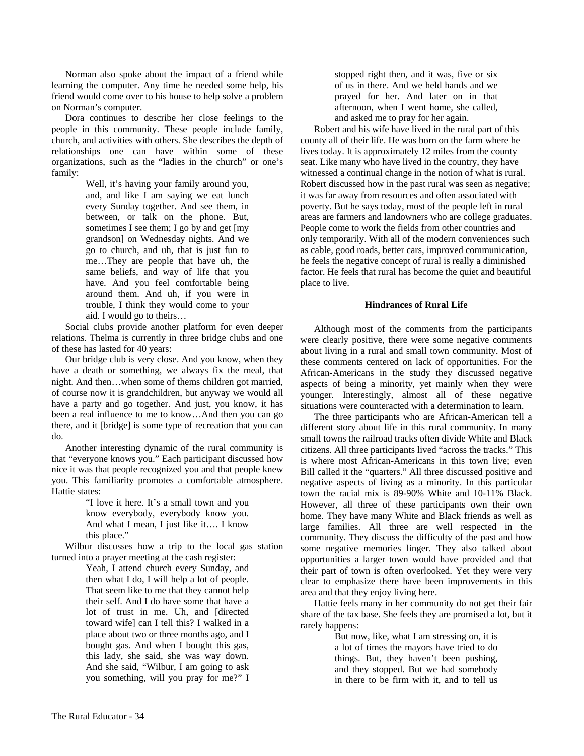Norman also spoke about the impact of a friend while learning the computer. Any time he needed some help, his friend would come over to his house to help solve a problem on Norman's computer.

Dora continues to describe her close feelings to the people in this community. These people include family, church, and activities with others. She describes the depth of relationships one can have within some of these organizations, such as the "ladies in the church" or one's family:

> Well, it's having your family around you, and, and like I am saying we eat lunch every Sunday together. And see them, in between, or talk on the phone. But, sometimes I see them; I go by and get [my grandson] on Wednesday nights. And we go to church, and uh, that is just fun to me…They are people that have uh, the same beliefs, and way of life that you have. And you feel comfortable being around them. And uh, if you were in trouble, I think they would come to your aid. I would go to theirs…

Social clubs provide another platform for even deeper relations. Thelma is currently in three bridge clubs and one of these has lasted for 40 years:

Our bridge club is very close. And you know, when they have a death or something, we always fix the meal, that night. And then…when some of thems children got married, of course now it is grandchildren, but anyway we would all have a party and go together. And just, you know, it has been a real influence to me to know…And then you can go there, and it [bridge] is some type of recreation that you can do.

Another interesting dynamic of the rural community is that "everyone knows you." Each participant discussed how nice it was that people recognized you and that people knew you. This familiarity promotes a comfortable atmosphere. Hattie states:

> "I love it here. It's a small town and you know everybody, everybody know you. And what I mean, I just like it…. I know this place."

Wilbur discusses how a trip to the local gas station turned into a prayer meeting at the cash register:

> Yeah, I attend church every Sunday, and then what I do, I will help a lot of people. That seem like to me that they cannot help their self. And I do have some that have a lot of trust in me. Uh, and [directed toward wife] can I tell this? I walked in a place about two or three months ago, and I bought gas. And when I bought this gas, this lady, she said, she was way down. And she said, "Wilbur, I am going to ask you something, will you pray for me?" I stopped right then, and it was, five or six of us in there. And we held hands and we prayed for her. And later on in that afternoon, when I went home, she called, and asked me to pray for her again.

Robert and his wife have lived in the rural part of this county all of their life. He was born on the farm where he lives today. It is approximately 12 miles from the county seat. Like many who have lived in the country, they have witnessed a continual change in the notion of what is rural. Robert discussed how in the past rural was seen as negative; it was far away from resources and often associated with poverty. But he says today, most of the people left in rural areas are farmers and landowners who are college graduates. People come to work the fields from other countries and only temporarily. With all of the modern conveniences such as cable, good roads, better cars, improved communication, he feels the negative concept of rural is really a diminished factor. He feels that rural has become the quiet and beautiful place to live.

### Hindrances of Rural Life

Although most of the comments from the participants were clearly positive, there were some negative comments about living in a rural and small town community. Most of these comments centered on lack of opportunities. For the African-Americans in the study they discussed negative aspects of being a minority, yet mainly when they were younger. Interestingly, almost all of these negative situations were counteracted with a determination to learn.

The three participants who are African-American tell a different story about life in this rural community. In many small towns the railroad tracks often divide White and Black citizens. All three participants lived "across the tracks." This is where most African-Americans in this town live; even Bill called it the "quarters." All three discussed positive and negative aspects of living as a minority. In this particular town the racial mix is 89-90% White and 10-11% Black. However, all three of these participants own their own home. They have many White and Black friends as well as large families. All three are well respected in the community. They discuss the difficulty of the past and how some negative memories linger. They also talked about opportunities a larger town would have provided and that their part of town is often overlooked. Yet they were very clear to emphasize there have been improvements in this area and that they enjoy living here.

Hattie feels many in her community do not get their fair share of the tax base. She feels they are promised a lot, but it rarely happens:

> But now, like, what I am stressing on, it is a lot of times the mayors have tried to do things. But, they haven't been pushing, and they stopped. But we had somebody in there to be firm with it, and to tell us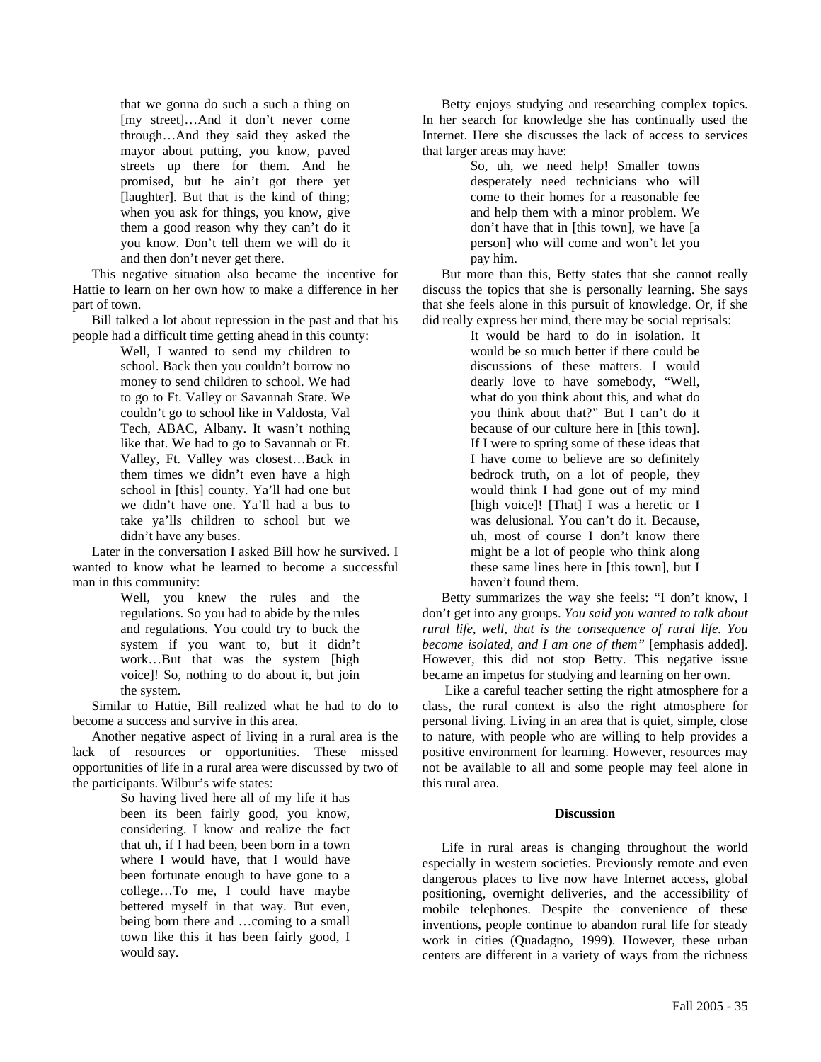> that we gonna do such a such a thing on [my street]…And it don't never come through…And they said they asked the mayor about putting, you know, paved streets up there for them. And he promised, but he ain't got there yet [laughter]. But that is the kind of thing; when you ask for things, you know, give them a good reason why they can't do it you know. Don't tell them we will do it and then don't never get there.

This negative situation also became the incentive for Hattie to learn on her own how to make a difference in her part of town.

Bill talked a lot about repression in the past and that his people had a difficult time getting ahead in this county:

> Well, I wanted to send my children to school. Back then you couldn't borrow no money to send children to school. We had to go to Ft. Valley or Savannah State. We couldn't go to school like in Valdosta, Val Tech, ABAC, Albany. It wasn't nothing like that. We had to go to Savannah or Ft. Valley, Ft. Valley was closest…Back in them times we didn't even have a high school in [this] county. Ya'll had one but we didn't have one. Ya'll had a bus to take ya'lls children to school but we didn't have any buses.

Later in the conversation I asked Bill how he survived. I wanted to know what he learned to become a successful man in this community:

> Well, you knew the rules and the regulations. So you had to abide by the rules and regulations. You could try to buck the system if you want to, but it didn't work…But that was the system [high voice]! So, nothing to do about it, but join the system.

Similar to Hattie, Bill realized what he had to do to become a success and survive in this area.

Another negative aspect of living in a rural area is the lack of resources or opportunities. These missed opportunities of life in a rural area were discussed by two of the participants. Wilbur's wife states:

> So having lived here all of my life it has been its been fairly good, you know, considering. I know and realize the fact that uh, if I had been, been born in a town where I would have, that I would have been fortunate enough to have gone to a college…To me, I could have maybe bettered myself in that way. But even, being born there and …coming to a small town like this it has been fairly good, I would say.

Betty enjoys studying and researching complex topics. In her search for knowledge she has continually used the Internet. Here she discusses the lack of access to services that larger areas may have:

> So, uh, we need help! Smaller towns desperately need technicians who will come to their homes for a reasonable fee and help them with a minor problem. We don't have that in [this town], we have [a person] who will come and won't let you pay him.

But more than this, Betty states that she cannot really discuss the topics that she is personally learning. She says that she feels alone in this pursuit of knowledge. Or, if she did really express her mind, there may be social reprisals:

> It would be hard to do in isolation. It would be so much better if there could be discussions of these matters. I would dearly love to have somebody, "Well, what do you think about this, and what do you think about that?" But I can't do it because of our culture here in [this town]. If I were to spring some of these ideas that I have come to believe are so definitely bedrock truth, on a lot of people, they would think I had gone out of my mind [high voice]! [That] I was a heretic or I was delusional. You can't do it. Because, uh, most of course I don't know there might be a lot of people who think along these same lines here in [this town], but I haven't found them.

Betty summarizes the way she feels: "I don't know, I don't get into any groups. *You said you wanted to talk about rural life, well, that is the consequence of rural life. You become isolated, and I am one of them"* [emphasis added]. However, this did not stop Betty. This negative issue became an impetus for studying and learning on her own.

Like a careful teacher setting the right atmosphere for a class, the rural context is also the right atmosphere for personal living. Living in an area that is quiet, simple, close to nature, with people who are willing to help provides a positive environment for learning. However, resources may not be available to all and some people may feel alone in this rural area.

## Discussion

Life in rural areas is changing throughout the world especially in western societies. Previously remote and even dangerous places to live now have Internet access, global positioning, overnight deliveries, and the accessibility of mobile telephones. Despite the convenience of these inventions, people continue to abandon rural life for steady work in cities (Quadagno, 1999). However, these urban centers are different in a variety of ways from the richness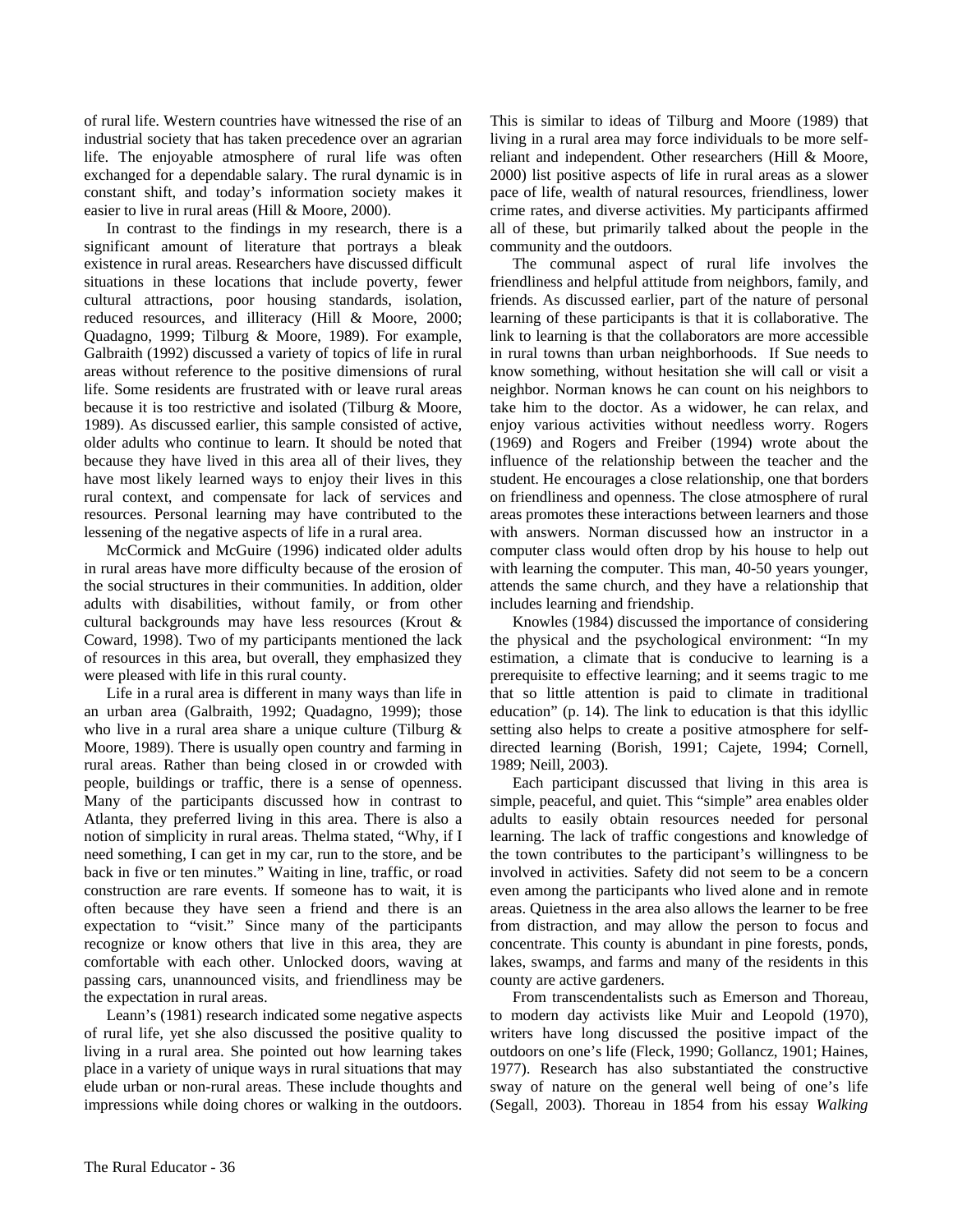of rural life. Western countries have witnessed the rise of an industrial society that has taken precedence over an agrarian life. The enjoyable atmosphere of rural life was often exchanged for a dependable salary. The rural dynamic is in constant shift, and today's information society makes it easier to live in rural areas (Hill & Moore, 2000).

In contrast to the findings in my research, there is a significant amount of literature that portrays a bleak existence in rural areas. Researchers have discussed difficult situations in these locations that include poverty, fewer cultural attractions, poor housing standards, isolation, reduced resources, and illiteracy (Hill & Moore, 2000; Quadagno, 1999; Tilburg & Moore, 1989). For example, Galbraith (1992) discussed a variety of topics of life in rural areas without reference to the positive dimensions of rural life. Some residents are frustrated with or leave rural areas because it is too restrictive and isolated (Tilburg & Moore, 1989). As discussed earlier, this sample consisted of active, older adults who continue to learn. It should be noted that because they have lived in this area all of their lives, they have most likely learned ways to enjoy their lives in this rural context, and compensate for lack of services and resources. Personal learning may have contributed to the lessening of the negative aspects of life in a rural area.

McCormick and McGuire (1996) indicated older adults in rural areas have more difficulty because of the erosion of the social structures in their communities. In addition, older adults with disabilities, without family, or from other cultural backgrounds may have less resources (Krout & Coward, 1998). Two of my participants mentioned the lack of resources in this area, but overall, they emphasized they were pleased with life in this rural county.

Life in a rural area is different in many ways than life in an urban area (Galbraith, 1992; Quadagno, 1999); those who live in a rural area share a unique culture (Tilburg & Moore, 1989). There is usually open country and farming in rural areas. Rather than being closed in or crowded with people, buildings or traffic, there is a sense of openness. Many of the participants discussed how in contrast to Atlanta, they preferred living in this area. There is also a notion of simplicity in rural areas. Thelma stated, "Why, if I need something, I can get in my car, run to the store, and be back in five or ten minutes." Waiting in line, traffic, or road construction are rare events. If someone has to wait, it is often because they have seen a friend and there is an expectation to "visit." Since many of the participants recognize or know others that live in this area, they are comfortable with each other. Unlocked doors, waving at passing cars, unannounced visits, and friendliness may be the expectation in rural areas.

Leann's (1981) research indicated some negative aspects of rural life, yet she also discussed the positive quality to living in a rural area. She pointed out how learning takes place in a variety of unique ways in rural situations that may elude urban or non-rural areas. These include thoughts and impressions while doing chores or walking in the outdoors. This is similar to ideas of Tilburg and Moore (1989) that living in a rural area may force individuals to be more self-reliant and independent. Other researchers (Hill & Moore, 2000) list positive aspects of life in rural areas as a slower pace of life, wealth of natural resources, friendliness, lower crime rates, and diverse activities. My participants affirmed all of these, but primarily talked about the people in the community and the outdoors.

The communal aspect of rural life involves the friendliness and helpful attitude from neighbors, family, and friends. As discussed earlier, part of the nature of personal learning of these participants is that it is collaborative. The link to learning is that the collaborators are more accessible in rural towns than urban neighborhoods. If Sue needs to know something, without hesitation she will call or visit a neighbor. Norman knows he can count on his neighbors to take him to the doctor. As a widower, he can relax, and enjoy various activities without needless worry. Rogers (1969) and Rogers and Freiber (1994) wrote about the influence of the relationship between the teacher and the student. He encourages a close relationship, one that borders on friendliness and openness. The close atmosphere of rural areas promotes these interactions between learners and those with answers. Norman discussed how an instructor in a computer class would often drop by his house to help out with learning the computer. This man, 40-50 years younger, attends the same church, and they have a relationship that includes learning and friendship.

Knowles (1984) discussed the importance of considering the physical and the psychological environment: "In my estimation, a climate that is conducive to learning is a prerequisite to effective learning; and it seems tragic to me that so little attention is paid to climate in traditional education" (p. 14). The link to education is that this idyllic setting also helps to create a positive atmosphere for self-directed learning (Borish, 1991; Cajete, 1994; Cornell, 1989; Neill, 2003).

Each participant discussed that living in this area is simple, peaceful, and quiet. This "simple" area enables older adults to easily obtain resources needed for personal learning. The lack of traffic congestions and knowledge of the town contributes to the participant's willingness to be involved in activities. Safety did not seem to be a concern even among the participants who lived alone and in remote areas. Quietness in the area also allows the learner to be free from distraction, and may allow the person to focus and concentrate. This county is abundant in pine forests, ponds, lakes, swamps, and farms and many of the residents in this county are active gardeners.

From transcendentalists such as Emerson and Thoreau, to modern day activists like Muir and Leopold (1970), writers have long discussed the positive impact of the outdoors on one's life (Fleck, 1990; Gollancz, 1901; Haines, 1977). Research has also substantiated the constructive sway of nature on the general well being of one's life (Segall, 2003). Thoreau in 1854 from his essay *Walking*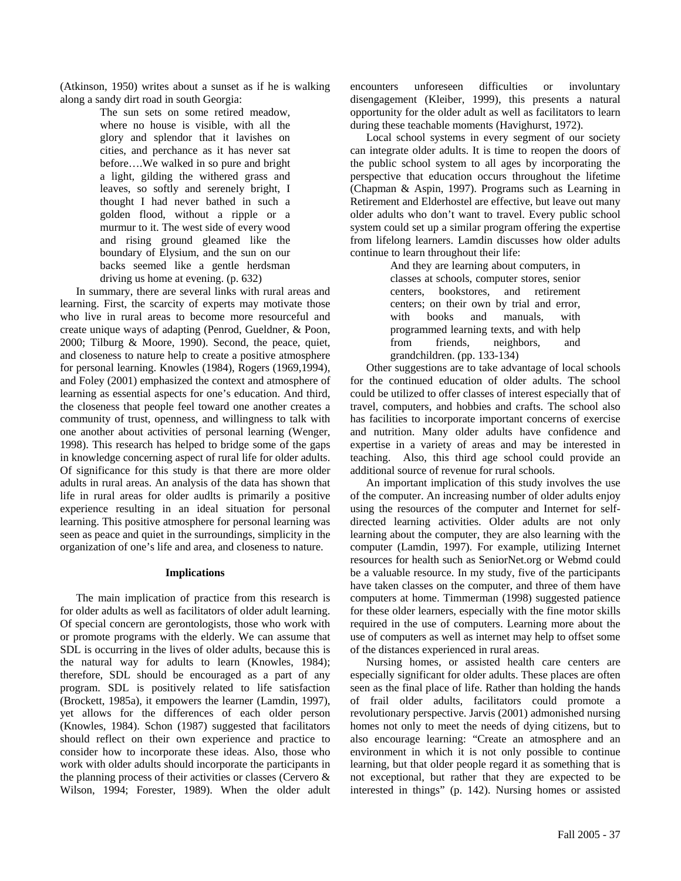(Atkinson, 1950) writes about a sunset as if he is walking along a sandy dirt road in south Georgia:

> The sun sets on some retired meadow, where no house is visible, with all the glory and splendor that it lavishes on cities, and perchance as it has never sat before….We walked in so pure and bright a light, gilding the withered grass and leaves, so softly and serenely bright, I thought I had never bathed in such a golden flood, without a ripple or a murmur to it. The west side of every wood and rising ground gleamed like the boundary of Elysium, and the sun on our backs seemed like a gentle herdsman driving us home at evening. (p. 632)

In summary, there are several links with rural areas and learning. First, the scarcity of experts may motivate those who live in rural areas to become more resourceful and create unique ways of adapting (Penrod, Gueldner, & Poon, 2000; Tilburg & Moore, 1990). Second, the peace, quiet, and closeness to nature help to create a positive atmosphere for personal learning. Knowles (1984), Rogers (1969,1994), and Foley (2001) emphasized the context and atmosphere of learning as essential aspects for one's education. And third, the closeness that people feel toward one another creates a community of trust, openness, and willingness to talk with one another about activities of personal learning (Wenger, 1998). This research has helped to bridge some of the gaps in knowledge concerning aspect of rural life for older adults. Of significance for this study is that there are more older adults in rural areas. An analysis of the data has shown that life in rural areas for older audlts is primarily a positive experience resulting in an ideal situation for personal learning. This positive atmosphere for personal learning was seen as peace and quiet in the surroundings, simplicity in the organization of one's life and area, and closeness to nature.

### Implications

The main implication of practice from this research is for older adults as well as facilitators of older adult learning. Of special concern are gerontologists, those who work with or promote programs with the elderly. We can assume that SDL is occurring in the lives of older adults, because this is the natural way for adults to learn (Knowles, 1984); therefore, SDL should be encouraged as a part of any program. SDL is positively related to life satisfaction (Brockett, 1985a), it empowers the learner (Lamdin, 1997), yet allows for the differences of each older person (Knowles, 1984). Schon (1987) suggested that facilitators should reflect on their own experience and practice to consider how to incorporate these ideas. Also, those who work with older adults should incorporate the participants in the planning process of their activities or classes (Cervero & Wilson, 1994; Forester, 1989). When the older adult encounters unforeseen difficulties or involuntary disengagement (Kleiber, 1999), this presents a natural opportunity for the older adult as well as facilitators to learn during these teachable moments (Havighurst, 1972).

Local school systems in every segment of our society can integrate older adults. It is time to reopen the doors of the public school system to all ages by incorporating the perspective that education occurs throughout the lifetime (Chapman & Aspin, 1997). Programs such as Learning in Retirement and Elderhostel are effective, but leave out many older adults who don't want to travel. Every public school system could set up a similar program offering the expertise from lifelong learners. Lamdin discusses how older adults continue to learn throughout their life:

> And they are learning about computers, in classes at schools, computer stores, senior centers, bookstores, and retirement centers; on their own by trial and error, with books and manuals, with programmed learning texts, and with help from friends, neighbors, and grandchildren. (pp. 133-134)

Other suggestions are to take advantage of local schools for the continued education of older adults. The school could be utilized to offer classes of interest especially that of travel, computers, and hobbies and crafts. The school also has facilities to incorporate important concerns of exercise and nutrition. Many older adults have confidence and expertise in a variety of areas and may be interested in teaching. Also, this third age school could provide an additional source of revenue for rural schools.

An important implication of this study involves the use of the computer. An increasing number of older adults enjoy using the resources of the computer and Internet for self-directed learning activities. Older adults are not only learning about the computer, they are also learning with the computer (Lamdin, 1997). For example, utilizing Internet resources for health such as SeniorNet.org or Webmd could be a valuable resource. In my study, five of the participants have taken classes on the computer, and three of them have computers at home. Timmerman (1998) suggested patience for these older learners, especially with the fine motor skills required in the use of computers. Learning more about the use of computers as well as internet may help to offset some of the distances experienced in rural areas.

Nursing homes, or assisted health care centers are especially significant for older adults. These places are often seen as the final place of life. Rather than holding the hands of frail older adults, facilitators could promote a revolutionary perspective. Jarvis (2001) admonished nursing homes not only to meet the needs of dying citizens, but to also encourage learning: "Create an atmosphere and an environment in which it is not only possible to continue learning, but that older people regard it as something that is not exceptional, but rather that they are expected to be interested in things" (p. 142). Nursing homes or assisted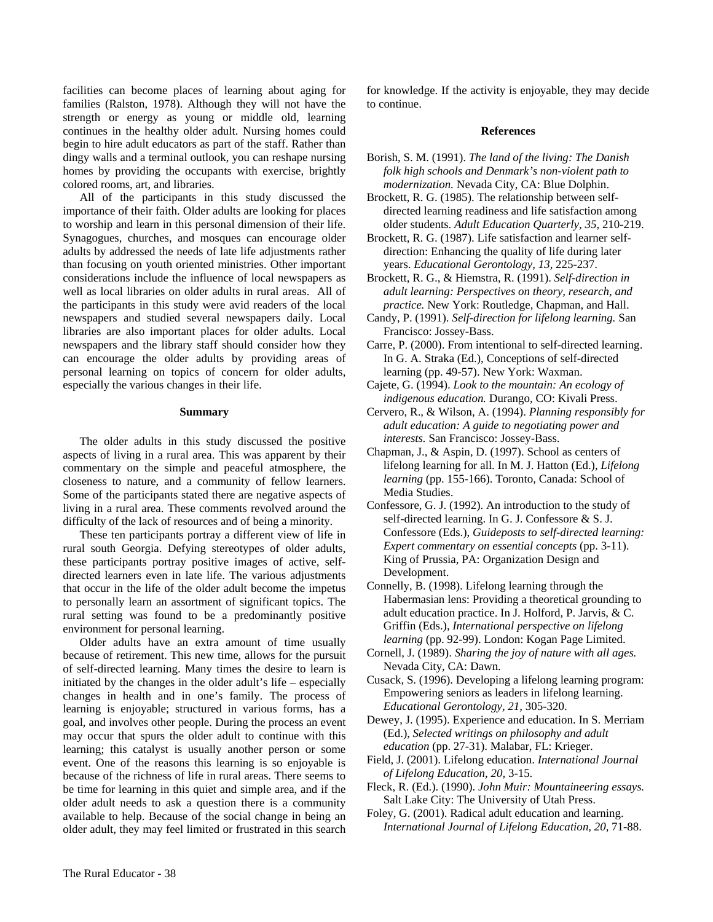facilities can become places of learning about aging for families (Ralston, 1978). Although they will not have the strength or energy as young or middle old, learning continues in the healthy older adult. Nursing homes could begin to hire adult educators as part of the staff. Rather than dingy walls and a terminal outlook, you can reshape nursing homes by providing the occupants with exercise, brightly colored rooms, art, and libraries.

All of the participants in this study discussed the importance of their faith. Older adults are looking for places to worship and learn in this personal dimension of their life. Synagogues, churches, and mosques can encourage older adults by addressed the needs of late life adjustments rather than focusing on youth oriented ministries. Other important considerations include the influence of local newspapers as well as local libraries on older adults in rural areas. All of the participants in this study were avid readers of the local newspapers and studied several newspapers daily. Local libraries are also important places for older adults. Local newspapers and the library staff should consider how they can encourage the older adults by providing areas of personal learning on topics of concern for older adults, especially the various changes in their life.

## Summary

The older adults in this study discussed the positive aspects of living in a rural area. This was apparent by their commentary on the simple and peaceful atmosphere, the closeness to nature, and a community of fellow learners. Some of the participants stated there are negative aspects of living in a rural area. These comments revolved around the difficulty of the lack of resources and of being a minority.

These ten participants portray a different view of life in rural south Georgia. Defying stereotypes of older adults, these participants portray positive images of active, self-directed learners even in late life. The various adjustments that occur in the life of the older adult become the impetus to personally learn an assortment of significant topics. The rural setting was found to be a predominantly positive environment for personal learning.

Older adults have an extra amount of time usually because of retirement. This new time, allows for the pursuit of self-directed learning. Many times the desire to learn is initiated by the changes in the older adult's life – especially changes in health and in one's family. The process of learning is enjoyable; structured in various forms, has a goal, and involves other people. During the process an event may occur that spurs the older adult to continue with this learning; this catalyst is usually another person or some event. One of the reasons this learning is so enjoyable is because of the richness of life in rural areas. There seems to be time for learning in this quiet and simple area, and if the older adult needs to ask a question there is a community available to help. Because of the social change in being an older adult, they may feel limited or frustrated in this search for knowledge. If the activity is enjoyable, they may decide to continue.

## References

Borish, S. M. (1991). *The land of the living: The Danish folk high schools and Denmark's non-violent path to modernization.* Nevada City, CA: Blue Dolphin.

Brockett, R. G. (1985). The relationship between self-directed learning readiness and life satisfaction among older students. *Adult Education Quarterly, 35,* 210-219.

Brockett, R. G. (1987). Life satisfaction and learner self-direction: Enhancing the quality of life during later years. *Educational Gerontology, 13,* 225-237.

Brockett, R. G., & Hiemstra, R. (1991). *Self-direction in adult learning: Perspectives on theory, research, and practice.* New York: Routledge, Chapman, and Hall.

Candy, P. (1991). *Self-direction for lifelong learning.* San Francisco: Jossey-Bass.

Carre, P. (2000). From intentional to self-directed learning. In G. A. Straka (Ed.), Conceptions of self-directed learning (pp. 49-57). New York: Waxman.

Cajete, G. (1994). *Look to the mountain: An ecology of indigenous education.* Durango, CO: Kivali Press.

Cervero, R., & Wilson, A. (1994). *Planning responsibly for adult education: A guide to negotiating power and interests.* San Francisco: Jossey-Bass.

Chapman, J., & Aspin, D. (1997). School as centers of lifelong learning for all. In M. J. Hatton (Ed.), *Lifelong learning* (pp. 155-166). Toronto, Canada: School of Media Studies.

Confessore, G. J. (1992). An introduction to the study of self-directed learning. In G. J. Confessore & S. J. Confessore (Eds.), *Guideposts to self-directed learning: Expert commentary on essential concepts* (pp. 3-11). King of Prussia, PA: Organization Design and Development.

Connelly, B. (1998). Lifelong learning through the Habermasian lens: Providing a theoretical grounding to adult education practice. In J. Holford, P. Jarvis, & C. Griffin (Eds.), *International perspective on lifelong learning* (pp. 92-99). London: Kogan Page Limited.

Cornell, J. (1989). *Sharing the joy of nature with all ages.* Nevada City, CA: Dawn.

Cusack, S. (1996). Developing a lifelong learning program: Empowering seniors as leaders in lifelong learning. *Educational Gerontology, 21,* 305-320.

Dewey, J. (1995). Experience and education. In S. Merriam (Ed.), *Selected writings on philosophy and adult education* (pp. 27-31). Malabar, FL: Krieger.

Field, J. (2001). Lifelong education. *International Journal of Lifelong Education, 20,* 3-15.

Fleck, R. (Ed.). (1990). *John Muir: Mountaineering essays.* Salt Lake City: The University of Utah Press.

Foley, G. (2001). Radical adult education and learning. *International Journal of Lifelong Education, 20,* 71-88.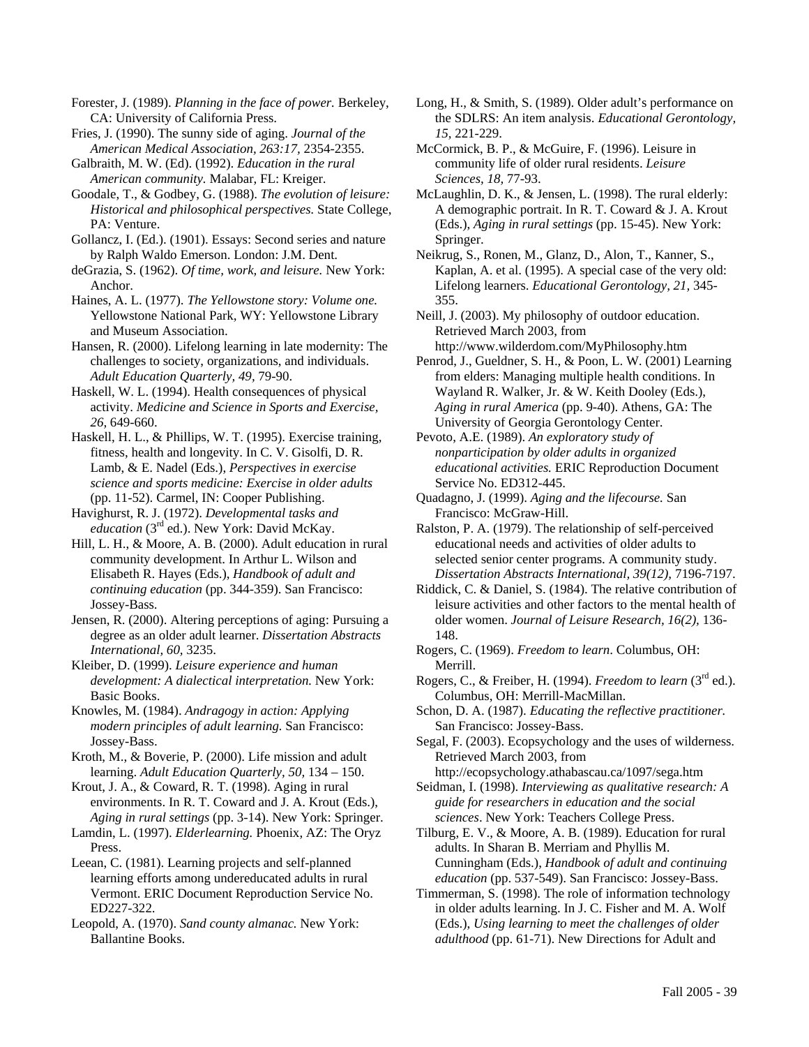Forester, J. (1989). *Planning in the face of power.* Berkeley, CA: University of California Press.

Fries, J. (1990). The sunny side of aging. *Journal of the American Medical Association, 263:17,* 2354-2355.

Galbraith, M. W. (Ed). (1992). *Education in the rural American community.* Malabar, FL: Kreiger.

Goodale, T., & Godbey, G. (1988). *The evolution of leisure: Historical and philosophical perspectives.* State College, PA: Venture.

Gollancz, I. (Ed.). (1901). Essays: Second series and nature by Ralph Waldo Emerson. London: J.M. Dent.

deGrazia, S. (1962). *Of time, work, and leisure.* New York: Anchor.

Haines, A. L. (1977). *The Yellowstone story: Volume one.* Yellowstone National Park, WY: Yellowstone Library and Museum Association.

Hansen, R. (2000). Lifelong learning in late modernity: The challenges to society, organizations, and individuals. *Adult Education Quarterly, 49,* 79-90.

Haskell, W. L. (1994). Health consequences of physical activity. *Medicine and Science in Sports and Exercise, 26,* 649-660.

Haskell, H. L., & Phillips, W. T. (1995). Exercise training, fitness, health and longevity. In C. V. Gisolfi, D. R. Lamb, & E. Nadel (Eds.), *Perspectives in exercise science and sports medicine: Exercise in older adults* (pp. 11-52). Carmel, IN: Cooper Publishing.

Havighurst, R. J. (1972). *Developmental tasks and education* (3rd ed.). New York: David McKay.

Hill, L. H., & Moore, A. B. (2000). Adult education in rural community development. In Arthur L. Wilson and Elisabeth R. Hayes (Eds.), *Handbook of adult and continuing education* (pp. 344-359). San Francisco: Jossey-Bass.

Jensen, R. (2000). Altering perceptions of aging: Pursuing a degree as an older adult learner. *Dissertation Abstracts International, 60,* 3235.

Kleiber, D. (1999). *Leisure experience and human development: A dialectical interpretation.* New York: Basic Books.

Knowles, M. (1984). *Andragogy in action: Applying modern principles of adult learning.* San Francisco: Jossey-Bass.

Kroth, M., & Boverie, P. (2000). Life mission and adult learning. *Adult Education Quarterly, 50,* 134 – 150.

Krout, J. A., & Coward, R. T. (1998). Aging in rural environments. In R. T. Coward and J. A. Krout (Eds.), *Aging in rural settings* (pp. 3-14). New York: Springer.

Lamdin, L. (1997). *Elderlearning.* Phoenix, AZ: The Oryz Press.

Leean, C. (1981). Learning projects and self-planned learning efforts among undereducated adults in rural Vermont. ERIC Document Reproduction Service No. ED227-322.

Leopold, A. (1970). *Sand county almanac.* New York: Ballantine Books.

Long, H., & Smith, S. (1989). Older adult's performance on the SDLRS: An item analysis. *Educational Gerontology, 15,* 221-229.

McCormick, B. P., & McGuire, F. (1996). Leisure in community life of older rural residents. *Leisure Sciences, 18,* 77-93.

McLaughlin, D. K., & Jensen, L. (1998). The rural elderly: A demographic portrait. In R. T. Coward & J. A. Krout (Eds.), *Aging in rural settings* (pp. 15-45). New York: Springer.

Neikrug, S., Ronen, M., Glanz, D., Alon, T., Kanner, S., Kaplan, A. et al. (1995). A special case of the very old: Lifelong learners. *Educational Gerontology, 21,* 345-355.

Neill, J. (2003). My philosophy of outdoor education. Retrieved March 2003, from http://www.wilderdom.com/MyPhilosophy.htm

Penrod, J., Gueldner, S. H., & Poon, L. W. (2001) Learning from elders: Managing multiple health conditions. In Wayland R. Walker, Jr. & W. Keith Dooley (Eds.), *Aging in rural America* (pp. 9-40). Athens, GA: The University of Georgia Gerontology Center.

Pevoto, A.E. (1989). *An exploratory study of nonparticipation by older adults in organized educational activities.* ERIC Reproduction Document Service No. ED312-445.

Quadagno, J. (1999). *Aging and the lifecourse.* San Francisco: McGraw-Hill.

Ralston, P. A. (1979). The relationship of self-perceived educational needs and activities of older adults to selected senior center programs. A community study. *Dissertation Abstracts International, 39(12),* 7196-7197.

Riddick, C. & Daniel, S. (1984). The relative contribution of leisure activities and other factors to the mental health of older women. *Journal of Leisure Research, 16(2),* 136-148.

Rogers, C. (1969). *Freedom to learn*. Columbus, OH: Merrill.

Rogers, C., & Freiber, H. (1994). *Freedom to learn* (3rd ed.). Columbus, OH: Merrill-MacMillan.

Schon, D. A. (1987). *Educating the reflective practitioner.* San Francisco: Jossey-Bass.

Segal, F. (2003). Ecopsychology and the uses of wilderness. Retrieved March 2003, from http://ecopsychology.athabascau.ca/1097/sega.htm

Seidman, I. (1998). *Interviewing as qualitative research: A guide for researchers in education and the social sciences*. New York: Teachers College Press.

Tilburg, E. V., & Moore, A. B. (1989). Education for rural adults. In Sharan B. Merriam and Phyllis M. Cunningham (Eds.), *Handbook of adult and continuing education* (pp. 537-549). San Francisco: Jossey-Bass.

Timmerman, S. (1998). The role of information technology in older adults learning. In J. C. Fisher and M. A. Wolf (Eds.), *Using learning to meet the challenges of older adulthood* (pp. 61-71). New Directions for Adult and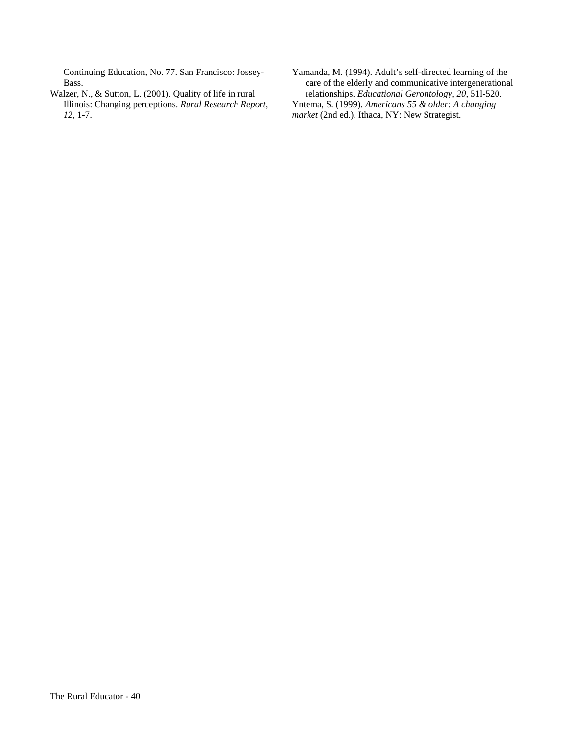Continuing Education, No. 77. San Francisco: Jossey-Bass.

Walzer, N., & Sutton, L. (2001). Quality of life in rural Illinois: Changing perceptions. *Rural Research Report, 12,* 1-7.

Yamanda, M. (1994). Adult's self-directed learning of the care of the elderly and communicative intergenerational relationships. *Educational Gerontology, 20,* 51l-520.

Yntema, S. (1999). *Americans 55 & older: A changing market* (2nd ed.). Ithaca, NY: New Strategist.